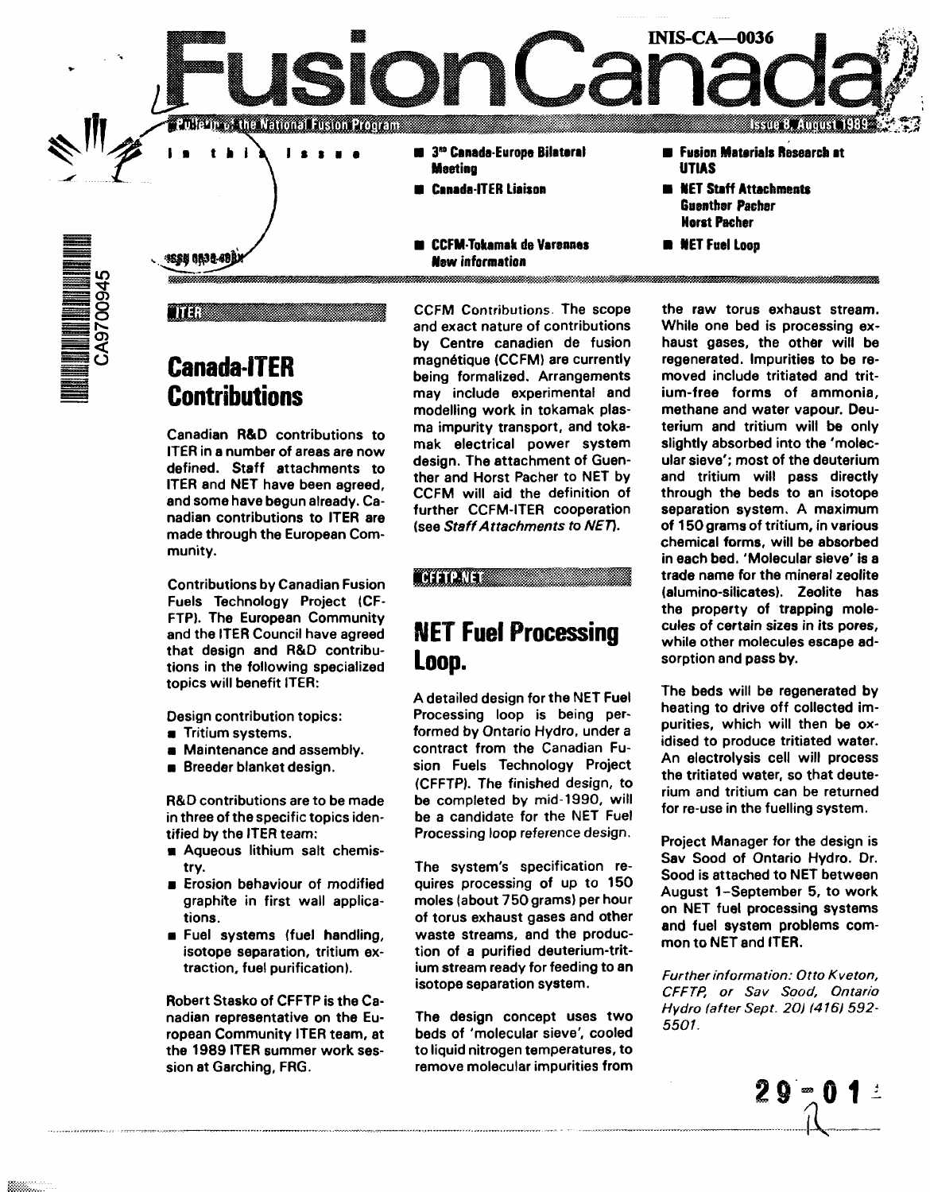INIS-CA—0036

# FusionCanada

Bulletin of the National Fusion Program — Issue 8, August 1989

ISSN 0835-488X

**In this Issue**

- **3rd Canada-Europe Bilateral Meeting**
- **Canada-ITER Liaison**
- **CCFM-Tokamak de Varennes New information**
- **Fusion Materials Research at UTIAS**
- **NET Staff Attachments Guenther Pacher Horst Pacher**
- **NET Fuel Loop**

CA9700945

ITER

## Canada-ITER Contributions

Canadian R&D contributions to ITER in a number of areas are now defined. Staff attachments to ITER and NET have been agreed, and some have begun already. Canadian contributions to ITER are made through the European Community.

Contributions by Canadian Fusion Fuels Technology Project (CFFTP). The European Community and the ITER Council have agreed that design and R&D contributions in the following specialized topics will benefit ITER:

Design contribution topics:

- Tritium systems.
- Maintenance and assembly.
- Breeder blanket design.

R&D contributions are to be made in three of the specific topics identified by the ITER team:

- Aqueous lithium salt chemistry.
- Erosion behaviour of modified graphite in first wall applications.
- Fuel systems (fuel handling, isotope separation, tritium extraction, fuel purification).

Robert Stasko of CFFTP is the Canadian representative on the European Community ITER team, at the 1989 ITER summer work session at Garching, FRG.

CCFM Contributions. The scope and exact nature of contributions by Centre canadien de fusion magnétique (CCFM) are currently being formalized. Arrangements may include experimental and modelling work in tokamak plasma impurity transport, and tokamak electrical power system design. The attachment of Guenther and Horst Pacher to NET by CCFM will aid the definition of further CCFM-ITER cooperation (see *Staff Attachments to NET*).

CFFTP-NET

## NET Fuel Processing Loop.

A detailed design for the NET Fuel Processing loop is being performed by Ontario Hydro, under a contract from the Canadian Fusion Fuels Technology Project (CFFTP). The finished design, to be completed by mid-1990, will be a candidate for the NET Fuel Processing loop reference design.

The system's specification requires processing of up to 150 moles (about 750 grams) per hour of torus exhaust gases and other waste streams, and the production of a purified deuterium-tritium stream ready for feeding to an isotope separation system.

The design concept uses two beds of 'molecular sieve', cooled to liquid nitrogen temperatures, to remove molecular impurities from the raw torus exhaust stream. While one bed is processing exhaust gases, the other will be regenerated. Impurities to be removed include tritiated and tritium-free forms of ammonia, methane and water vapour. Deuterium and tritium will be only slightly absorbed into the 'molecular sieve'; most of the deuterium and tritium will pass directly through the beds to an isotope separation system. A maximum of 150 grams of tritium, in various chemical forms, will be absorbed in each bed. 'Molecular sieve' is a trade name for the mineral zeolite (alumino-silicates). Zeolite has the property of trapping molecules of certain sizes in its pores, while other molecules escape adsorption and pass by.

The beds will be regenerated by heating to drive off collected impurities, which will then be oxidised to produce tritiated water. An electrolysis cell will process the tritiated water, so that deuterium and tritium can be returned for re-use in the fuelling system.

Project Manager for the design is Sav Sood of Ontario Hydro. Dr. Sood is attached to NET between August 1–September 5, to work on NET fuel processing systems and fuel system problems common to NET and ITER.

*Further information: Otto Kveton, CFFTP, or Sav Sood, Ontario Hydro (after Sept. 20) (416) 592-5501.*

29-01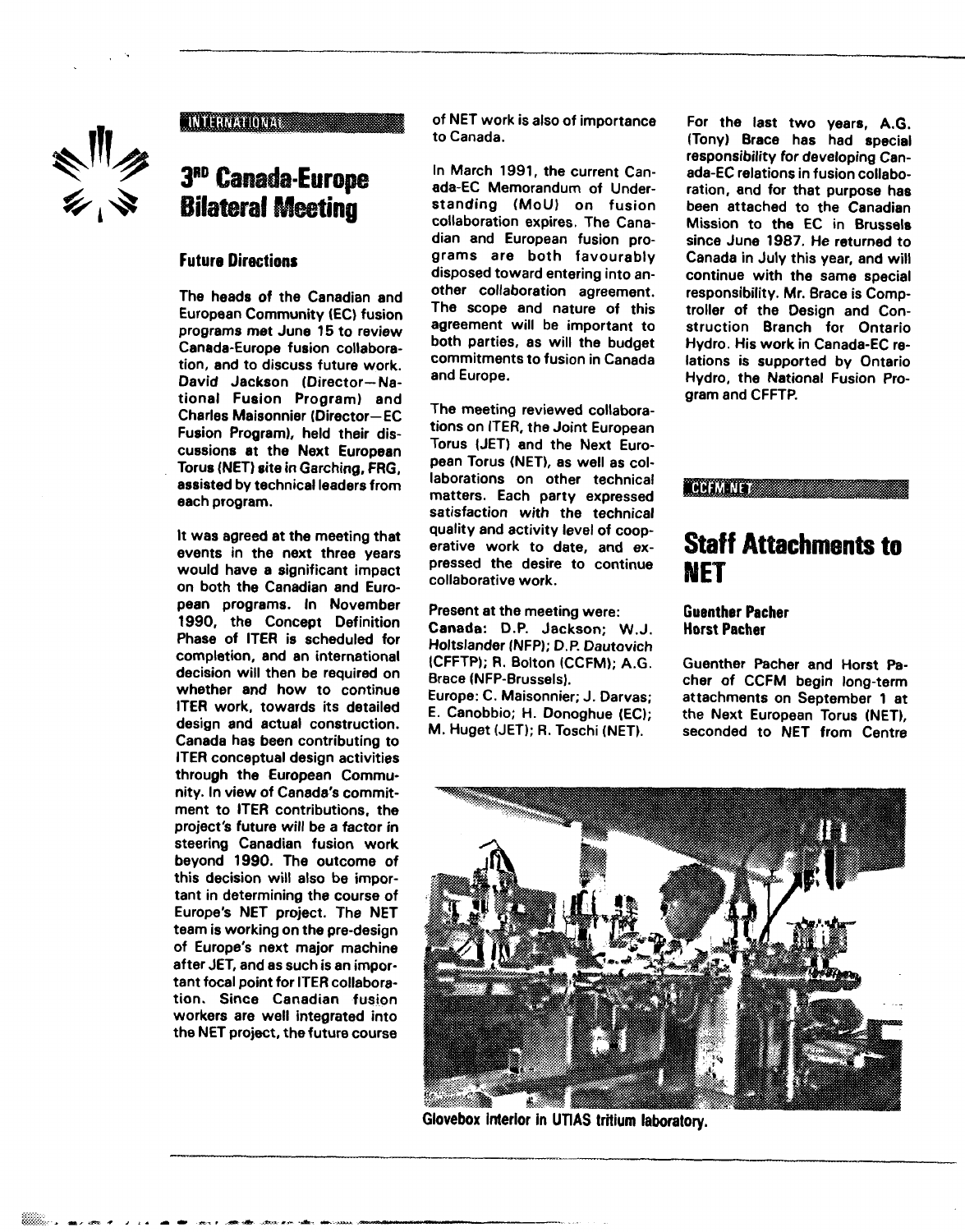INTERNATIONAL

# 3[RD] Canada-Europe Bilateral Meeting

### Future Directions

The heads of the Canadian and European Community (EC) fusion programs met June 15 to review Canada-Europe fusion collaboration, and to discuss future work. David Jackson (Director—National Fusion Program) and Charles Maisonnier (Director—EC Fusion Program), held their discussions at the Next European Torus (NET) site in Garching, FRG, assisted by technical leaders from each program.

It was agreed at the meeting that events in the next three years would have a significant impact on both the Canadian and European programs. In November 1990, the Concept Definition Phase of ITER is scheduled for completion, and an international decision will then be required on whether and how to continue ITER work, towards its detailed design and actual construction. Canada has been contributing to ITER conceptual design activities through the European Community. In view of Canada's commitment to ITER contributions, the project's future will be a factor in steering Canadian fusion work beyond 1990. The outcome of this decision will also be important in determining the course of Europe's NET project. The NET team is working on the pre-design of Europe's next major machine after JET, and as such is an important focal point for ITER collaboration. Since Canadian fusion workers are well integrated into the NET project, the future course of NET work is also of importance to Canada.

In March 1991, the current Canada-EC Memorandum of Understanding (MoU) on fusion collaboration expires. The Canadian and European fusion programs are both favourably disposed toward entering into another collaboration agreement. The scope and nature of this agreement will be important to both parties, as will the budget commitments to fusion in Canada and Europe.

The meeting reviewed collaborations on ITER, the Joint European Torus (JET) and the Next European Torus (NET), as well as collaborations on other technical matters. Each party expressed satisfaction with the technical quality and activity level of cooperative work to date, and expressed the desire to continue collaborative work.

Present at the meeting were:
**Canada:** D.P. Jackson; W.J. Holtslander (NFP); D.P. Dautovich (CFFTP); R. Bolton (CCFM); A.G. Brace (NFP-Brussels).
Europe: C. Maisonnier; J. Darvas; E. Canobbio; H. Donoghue (EC); M. Huget (JET); R. Toschi (NET).

For the last two years, A.G. (Tony) Brace has had special responsibility for developing Canada-EC relations in fusion collaboration, and for that purpose has been attached to the Canadian Mission to the EC in Brussels since June 1987. He returned to Canada in July this year, and will continue with the same special responsibility. Mr. Brace is Comptroller of the Design and Construction Branch for Ontario Hydro. His work in Canada-EC relations is supported by Ontario Hydro, the National Fusion Program and CFFTP.

CCFM-NET

# Staff Attachments to NET

**Guenther Pacher**
**Horst Pacher**

Guenther Pacher and Horst Pacher of CCFM begin long-term attachments on September 1 at the Next European Torus (NET), seconded to NET from Centre

Glovebox interior in UTIAS tritium laboratory.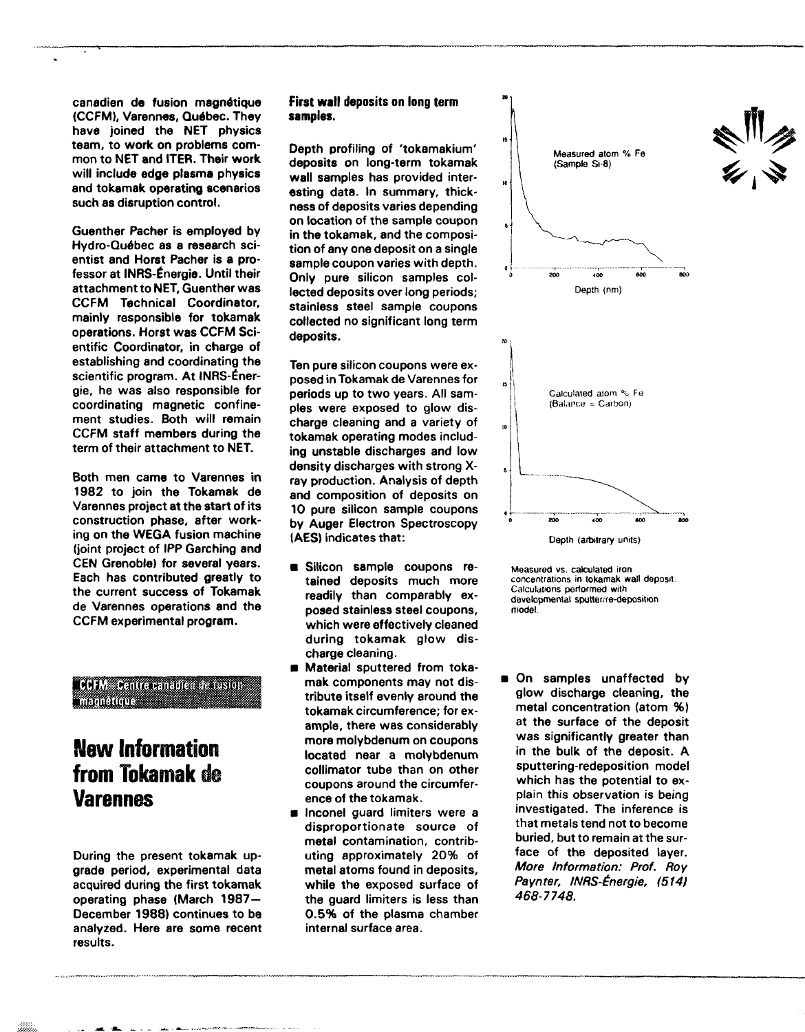canadien de fusion magnétique (CCFM), Varennes, Québec. They have joined the NET physics team, to work on problems common to NET and ITER. Their work will include edge plasma physics and tokamak operating scenarios such as disruption control.

Guenther Pacher is employed by Hydro-Québec as a research scientist and Horst Pacher is a professor at INRS-Énergie. Until their attachment to NET, Guenther was CCFM Technical Coordinator, mainly responsible for tokamak operations. Horst was CCFM Scientific Coordinator, in charge of establishing and coordinating the scientific program. At INRS-Énergie, he was also responsible for coordinating magnetic confinement studies. Both will remain CCFM staff members during the term of their attachment to NET.

Both men came to Varennes in 1982 to join the Tokamak de Varennes project at the start of its construction phase, after working on the WEGA fusion machine (joint project of IPP Garching and CEN Grenoble) for several years. Each has contributed greatly to the current success of Tokamak de Varennes operations and the CCFM experimental program.

**CCFM – Centre canadien de fusion magnétique**

# New Information from Tokamak de Varennes

During the present tokamak upgrade period, experimental data acquired during the first tokamak operating phase (March 1987–December 1988) continues to be analyzed. Here are some recent results.

**First wall deposits on long term samples.**

Depth profiling of 'tokamakium' deposits on long-term tokamak wall samples has provided interesting data. In summary, thickness of deposits varies depending on location of the sample coupon in the tokamak, and the composition of any one deposit on a single sample coupon varies with depth. Only pure silicon samples collected deposits over long periods; stainless steel sample coupons collected no significant long term deposits.

Ten pure silicon coupons were exposed in Tokamak de Varennes for periods up to two years. All samples were exposed to glow discharge cleaning and a variety of tokamak operating modes including unstable discharges and low density discharges with strong X-ray production. Analysis of depth and composition of deposits on 10 pure silicon sample coupons by Auger Electron Spectroscopy (AES) indicates that:

- Silicon sample coupons retained deposits much more readily than comparably exposed stainless steel coupons, which were effectively cleaned during tokamak glow discharge cleaning.
- Material sputtered from tokamak components may not distribute itself evenly around the tokamak circumference; for example, there was considerably more molybdenum on coupons located near a molybdenum collimator tube than on other coupons around the circumference of the tokamak.
- Inconel guard limiters were a disproportionate source of metal contamination, contributing approximately 20% of metal atoms found in deposits, while the exposed surface of the guard limiters is less than 0.5% of the plasma chamber internal surface area.

Measured vs. calculated iron concentrations in tokamak wall deposit. Calculations performed with developmental sputter/re-deposition model.

- On samples unaffected by glow discharge cleaning, the metal concentration (atom %) at the surface of the deposit was significantly greater than in the bulk of the deposit. A sputtering-redeposition model which has the potential to explain this observation is being investigated. The inference is that metals tend not to become buried, but to remain at the surface of the deposited layer. *More Information: Prof. Roy Paynter, INRS-Énergie, (514) 468-7748.*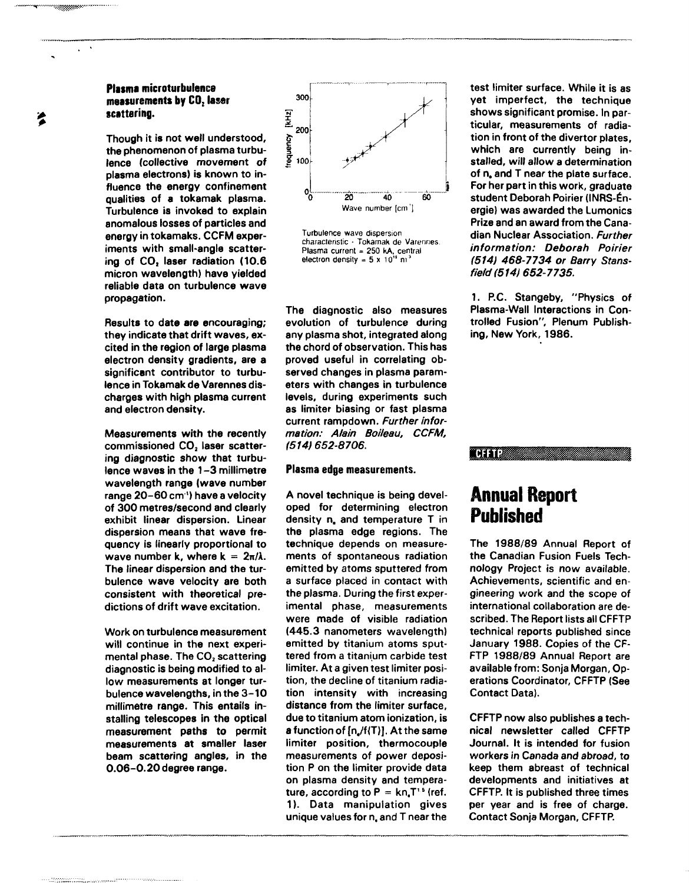### Plasma microturbulence measurements by $CO_2$ laser scattering.

Though it is not well understood, the phenomenon of plasma turbulence (collective movement of plasma electrons) is known to influence the energy confinement qualities of a tokamak plasma. Turbulence is invoked to explain anomalous losses of particles and energy in tokamaks. CCFM experiments with small-angle scattering of $CO_2$ laser radiation (10.6 micron wavelength) have yielded reliable data on turbulence wave propagation.

Results to date are encouraging; they indicate that drift waves, excited in the region of large plasma electron density gradients, are a significant contributor to turbulence in Tokamak de Varennes discharges with high plasma current and electron density.

Measurements with the recently commissioned $CO_2$ laser scattering diagnostic show that turbulence waves in the 1–3 millimetre wavelength range (wave number range 20–60 $cm^{-1}$) have a velocity of 300 metres/second and clearly exhibit linear dispersion. Linear dispersion means that wave frequency is linearly proportional to wave number k, where $k = 2\pi/\lambda$. The linear dispersion and the turbulence wave velocity are both consistent with theoretical predictions of drift wave excitation.

Work on turbulence measurement will continue in the next experimental phase. The $CO_2$ scattering diagnostic is being modified to allow measurements at longer turbulence wavelengths, in the 3–10 millimetre range. This entails installing telescopes in the optical measurement paths to permit measurements at smaller laser beam scattering angles, in the 0.06–0.20 degree range.

Turbulence wave dispersion characteristic · Tokamak de Varennes. Plasma current = 250 kA, central electron density = $5 \times 10^{19}$ $m^{-3}$

The diagnostic also measures evolution of turbulence during any plasma shot, integrated along the chord of observation. This has proved useful in correlating observed changes in plasma parameters with changes in turbulence levels, during experiments such as limiter biasing or fast plasma current rampdown. *Further information: Alain Boileau, CCFM, (514) 652-8706.*

### Plasma edge measurements.

A novel technique is being developed for determining electron density $n_e$ and temperature T in the plasma edge regions. The technique depends on measurements of spontaneous radiation emitted by atoms sputtered from a surface placed in contact with the plasma. During the first experimental phase, measurements were made of visible radiation (445.3 nanometers wavelength) emitted by titanium atoms sputtered from a titanium carbide test limiter. At a given test limiter position, the decline of titanium radiation intensity with increasing distance from the limiter surface, due to titanium atom ionization, is a function of $[n_e/f(T)]$. At the same limiter position, thermocouple measurements of power deposition P on the limiter provide data on plasma density and temperature, according to $P = kn_eT^{1.5}$ (ref. 1). Data manipulation gives unique values for $n_e$ and T near the test limiter surface. While it is as yet imperfect, the technique shows significant promise. In particular, measurements of radiation in front of the divertor plates, which are currently being installed, will allow a determination of $n_e$ and T near the plate surface. For her part in this work, graduate student Deborah Poirier (INRS-Énergie) was awarded the Lumonics Prize and an award from the Canadian Nuclear Association. *Further information: Deborah Poirier (514) 468-7734 or Barry Stansfield (514) 652-7735.*

1. P.C. Stangeby, "Physics of Plasma-Wall Interactions in Controlled Fusion", Plenum Publishing, New York, 1986.

CFFTP

# Annual Report Published

The 1988/89 Annual Report of the Canadian Fusion Fuels Technology Project is now available. Achievements, scientific and engineering work and the scope of international collaboration are described. The Report lists all CFFTP technical reports published since January 1988. Copies of the CF-FTP 1988/89 Annual Report are available from: Sonja Morgan, Operations Coordinator, CFFTP (See Contact Data).

CFFTP now also publishes a technical newsletter called CFFTP Journal. It is intended for fusion workers in Canada and abroad, to keep them abreast of technical developments and initiatives at CFFTP. It is published three times per year and is free of charge. Contact Sonja Morgan, CFFTP.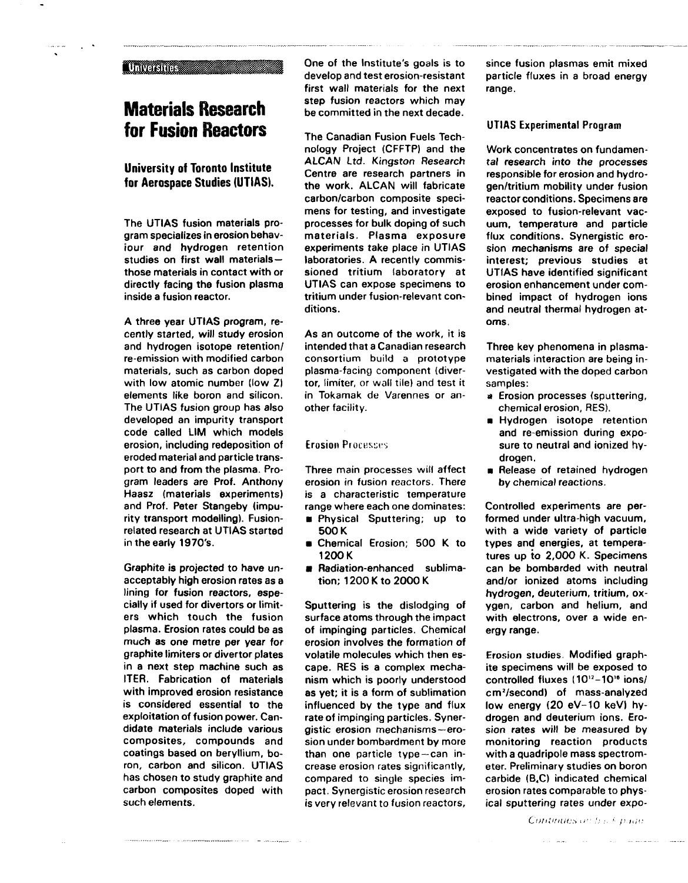Universities

# Materials Research for Fusion Reactors

## University of Toronto Institute for Aerospace Studies (UTIAS).

The UTIAS fusion materials program specializes in erosion behaviour and hydrogen retention studies on first wall materials—those materials in contact with or directly facing the fusion plasma inside a fusion reactor.

A three year UTIAS program, recently started, will study erosion and hydrogen isotope retention/re-emission with modified carbon materials, such as carbon doped with low atomic number (low Z) elements like boron and silicon. The UTIAS fusion group has also developed an impurity transport code called LIM which models erosion, including redeposition of eroded material and particle transport to and from the plasma. Program leaders are Prof. Anthony Haasz (materials experiments) and Prof. Peter Stangeby (impurity transport modelling). Fusion-related research at UTIAS started in the early 1970's.

Graphite is projected to have unacceptably high erosion rates as a lining for fusion reactors, especially if used for divertors or limiters which touch the fusion plasma. Erosion rates could be as much as one metre per year for graphite limiters or divertor plates in a next step machine such as ITER. Fabrication of materials with improved erosion resistance is considered essential to the exploitation of fusion power. Candidate materials include various composites, compounds and coatings based on beryllium, boron, carbon and silicon. UTIAS has chosen to study graphite and carbon composites doped with such elements.

One of the Institute's goals is to develop and test erosion-resistant first wall materials for the next step fusion reactors which may be committed in the next decade.

The Canadian Fusion Fuels Technology Project (CFFTP) and the ALCAN Ltd. Kingston Research Centre are research partners in the work. ALCAN will fabricate carbon/carbon composite specimens for testing, and investigate processes for bulk doping of such materials. Plasma exposure experiments take place in UTIAS laboratories. A recently commissioned tritium laboratory at UTIAS can expose specimens to tritium under fusion-relevant conditions.

As an outcome of the work, it is intended that a Canadian research consortium build a prototype plasma-facing component (divertor, limiter, or wall tile) and test it in Tokamak de Varennes or another facility.

### Erosion Processes

Three main processes will affect erosion in fusion reactors. There is a characteristic temperature range where each one dominates:

- Physical Sputtering; up to 500 K
- Chemical Erosion; 500 K to 1200 K
- Radiation-enhanced sublimation; 1200 K to 2000 K

Sputtering is the dislodging of surface atoms through the impact of impinging particles. Chemical erosion involves the formation of volatile molecules which then escape. RES is a complex mechanism which is poorly understood as yet; it is a form of sublimation influenced by the type and flux rate of impinging particles. Synergistic erosion mechanisms—erosion under bombardment by more than one particle type—can increase erosion rates significantly, compared to single species impact. Synergistic erosion research is very relevant to fusion reactors, since fusion plasmas emit mixed particle fluxes in a broad energy range.

### UTIAS Experimental Program

Work concentrates on fundamental research into the processes responsible for erosion and hydrogen/tritium mobility under fusion reactor conditions. Specimens are exposed to fusion-relevant vacuum, temperature and particle flux conditions. Synergistic erosion mechanisms are of special interest; previous studies at UTIAS have identified significant erosion enhancement under combined impact of hydrogen ions and neutral thermal hydrogen atoms.

Three key phenomena in plasma-materials interaction are being investigated with the doped carbon samples:

- Erosion processes (sputtering, chemical erosion, RES).
- Hydrogen isotope retention and re-emission during exposure to neutral and ionized hydrogen.
- Release of retained hydrogen by chemical reactions.

Controlled experiments are performed under ultra-high vacuum, with a wide variety of particle types and energies, at temperatures up to 2,000 K. Specimens can be bombarded with neutral and/or ionized atoms including hydrogen, deuterium, tritium, oxygen, carbon and helium, and with electrons, over a wide energy range.

Erosion studies. Modified graphite specimens will be exposed to controlled fluxes ($10^{12}$–$10^{16}$ ions/cm$^2$/second) of mass-analyzed low energy (20 eV–10 keV) hydrogen and deuterium ions. Erosion rates will be measured by monitoring reaction products with a quadripole mass spectrometer. Preliminary studies on boron carbide ($B_4C$) indicated chemical erosion rates comparable to physical sputtering rates under expo-

*Continues on back page*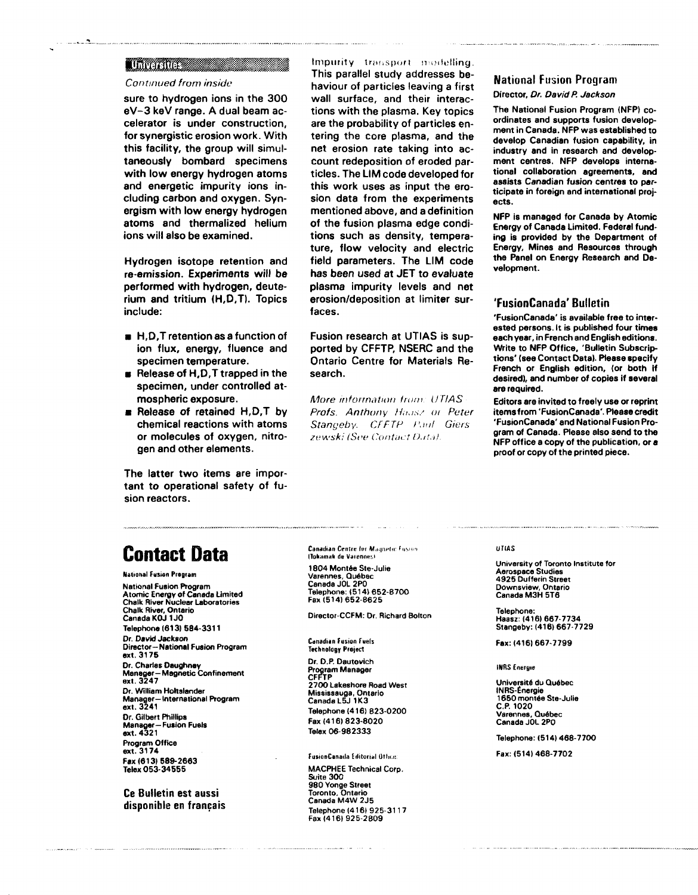## Universities

*Continued from inside*

sure to hydrogen ions in the 300 eV–3 keV range. A dual beam accelerator is under construction, for synergistic erosion work. With this facility, the group will simultaneously bombard specimens with low energy hydrogen atoms and energetic impurity ions including carbon and oxygen. Synergism with low energy hydrogen atoms and thermalized helium ions will also be examined.

Hydrogen isotope retention and re-emission. Experiments will be performed with hydrogen, deuterium and tritium (H,D,T). Topics include:

- H,D,T retention as a function of ion flux, energy, fluence and specimen temperature.
- Release of H,D,T trapped in the specimen, under controlled atmospheric exposure.
- Release of retained H,D,T by chemical reactions with atoms or molecules of oxygen, nitrogen and other elements.

The latter two items are important to operational safety of fusion reactors.

Impurity transport modelling. This parallel study addresses behaviour of particles leaving a first wall surface, and their interactions with the plasma. Key topics are the probability of particles entering the core plasma, and the net erosion rate taking into account redeposition of eroded particles. The LIM code developed for this work uses as input the erosion data from the experiments mentioned above, and a definition of the fusion plasma edge conditions such as density, temperature, flow velocity and electric field parameters. The LIM code has been used at JET to evaluate plasma impurity levels and net erosion/deposition at limiter surfaces.

Fusion research at UTIAS is supported by CFFTP, NSERC and the Ontario Centre for Materials Research.

*More information from UTIAS Profs. Anthony Haasz or Peter Stangeby. CFFTP Paul Gierszewski (See Contact Data).*

## National Fusion Program

Director, *Dr. David P. Jackson*

The National Fusion Program (NFP) coordinates and supports fusion development in Canada. NFP was established to develop Canadian fusion capability, in industry and in research and development centres. NFP develops international collaboration agreements, and assists Canadian fusion centres to participate in foreign and international projects.

NFP is managed for Canada by Atomic Energy of Canada Limited. Federal funding is provided by the Department of Energy, Mines and Resources through the Panel on Energy Research and Development.

## 'FusionCanada' Bulletin

'FusionCanada' is available free to interested persons. It is published four times each year, in French and English editions. Write to NFP Office, 'Bulletin Subscriptions' (see Contact Data). Please specify French or English edition, (or both if desired), and number of copies if several are required.

Editors are invited to freely use or reprint items from 'FusionCanada'. Please credit 'FusionCanada' and National Fusion Program of Canada. Please also send to the NFP office a copy of the publication, or a proof or copy of the printed piece.

# Contact Data

**National Fusion Program**

National Fusion Program
Atomic Energy of Canada Limited
Chalk River Nuclear Laboratories
Chalk River, Ontario
Canada K0J 1J0
Telephone (613) 584-3311

Dr. David Jackson
Director—National Fusion Program
ext. 3175

Dr. Charles Daughney
Manager—Magnetic Confinement
ext. 3247

Dr. William Holtslander
Manager—International Program
ext. 3241

Dr. Gilbert Phillips
Manager—Fusion Fuels
ext. 4321

Program Office
ext. 3174

Fax (613) 589-2663
Telex 053-34555

**Ce Bulletin est aussi disponible en français**

**Canadian Centre for Magnetic Fusion (Tokamak de Varennes)**

1804 Montée Ste-Julie
Varennes, Québec
Canada J0L 2P0
Telephone: (514) 652-8700
Fax (514) 652-8625

Director-CCFM: Dr. Richard Bolton

**Canadian Fusion Fuels Technology Project**

Dr. D.P. Dautovich
Program Manager
CFFTP
2700 Lakeshore Road West
Mississauga, Ontario
Canada L5J 1K3
Telephone (416) 823-0200
Fax (416) 823-8020
Telex 06-982333

**FusionCanada Editorial Office**

MACPHEE Technical Corp.
Suite 300
980 Yonge Street
Toronto, Ontario
Canada M4W 2J5
Telephone (416) 925-3117
Fax (416) 925-2809

**UTIAS**

University of Toronto Institute for Aerospace Studies
4925 Dufferin Street
Downsview, Ontario
Canada M3H 5T6

Telephone:
Haasz: (416) 667-7734
Stangeby: (416) 667-7729

Fax: (416) 667-7799

**INRS Energie**

Université du Québec
INRS-Énergie
1650 montée Ste-Julie
C.P. 1020
Varennes, Québec
Canada J0L 2P0

Telephone: (514) 468-7700

Fax: (514) 468-7702